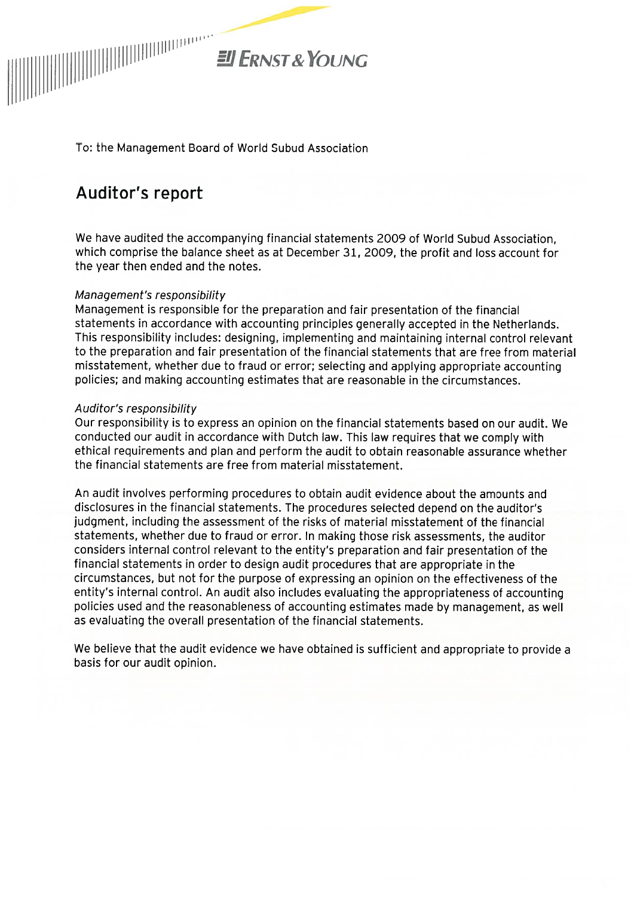To: the Management Board of World Subud Association

# Auditor's report

We have audited the accompanying financial statements 2009 of World Subud Association, which comprise the balance sheet as at December 31, 2009, the profit and loss account for the year then ended and the notes.

*Management's responsibility*

Management is responsible for the preparation and fair presentation of the financial statements in accordance with accounting principles generally accepted in the Netherlands. This responsibility includes: designing, implementing and maintaining internal control relevant to the preparation and fair presentation of the financial statements that are free from material misstatement, whether due to fraud or error; selecting and applying appropriate accounting policies; and making accounting estimates that are reasonable in the circumstances.

*Auditor's responsibility*

Our responsibility is to express an opinion on the financial statements based on our audit. We conducted our audit in accordance with Dutch law. This law requires that we comply with ethical requirements and plan and perform the audit to obtain reasonable assurance whether the financial statements are free from material misstatement.

An audit involves performing procedures to obtain audit evidence about the amounts and disclosures in the financial statements. The procedures selected depend on the auditor's judgment, including the assessment of the risks of material misstatement of the financial statements, whether due to fraud or error. In making those risk assessments, the auditor considers internal control relevant to the entity's preparation and fair presentation of the financial statements in order to design audit procedures that are appropriate in the circumstances, but not for the purpose of expressing an opinion on the effectiveness of the entity's internal control. An audit also includes evaluating the appropriateness of accounting policies used and the reasonableness of accounting estimates made by management, as well as evaluating the overall presentation of the financial statements.

We believe that the audit evidence we have obtained is sufficient and appropriate to provide a basis for our audit opinion.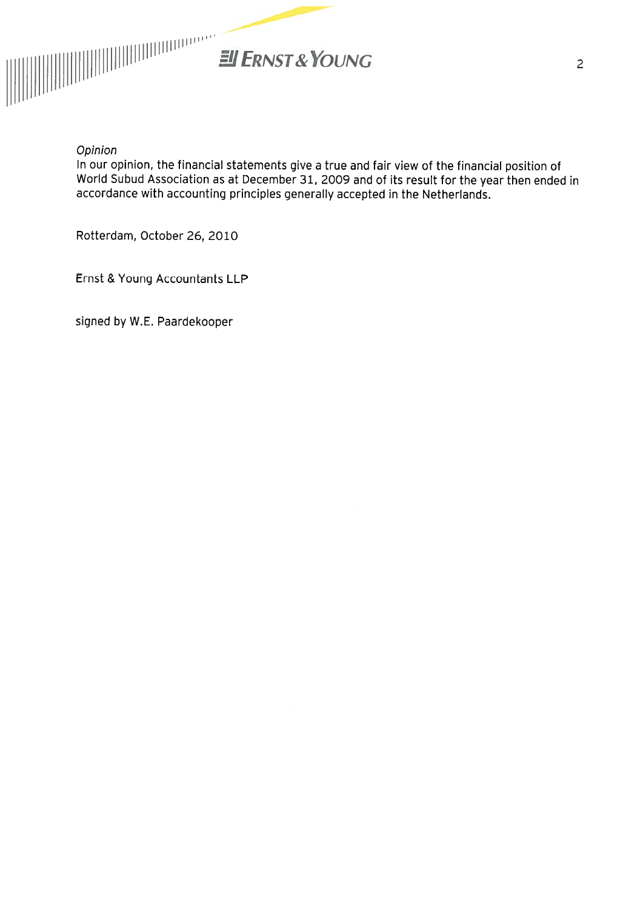*Opinion*

In our opinion, the financial statements give a true and fair view of the financial position of World Subud Association as at December 31, 2009 and of its result for the year then ended in accordance with accounting principles generally accepted in the Netherlands.

Rotterdam, October 26, 2010

Ernst & Young Accountants LLP

signed by W.E. Paardekooper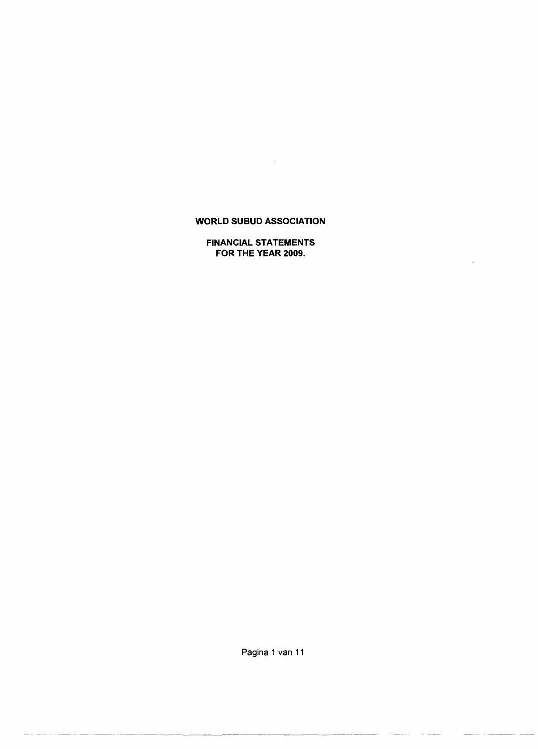**WORLD SUBUD ASSOCIATION**

**FINANCIAL STATEMENTS**
**FOR THE YEAR 2009.**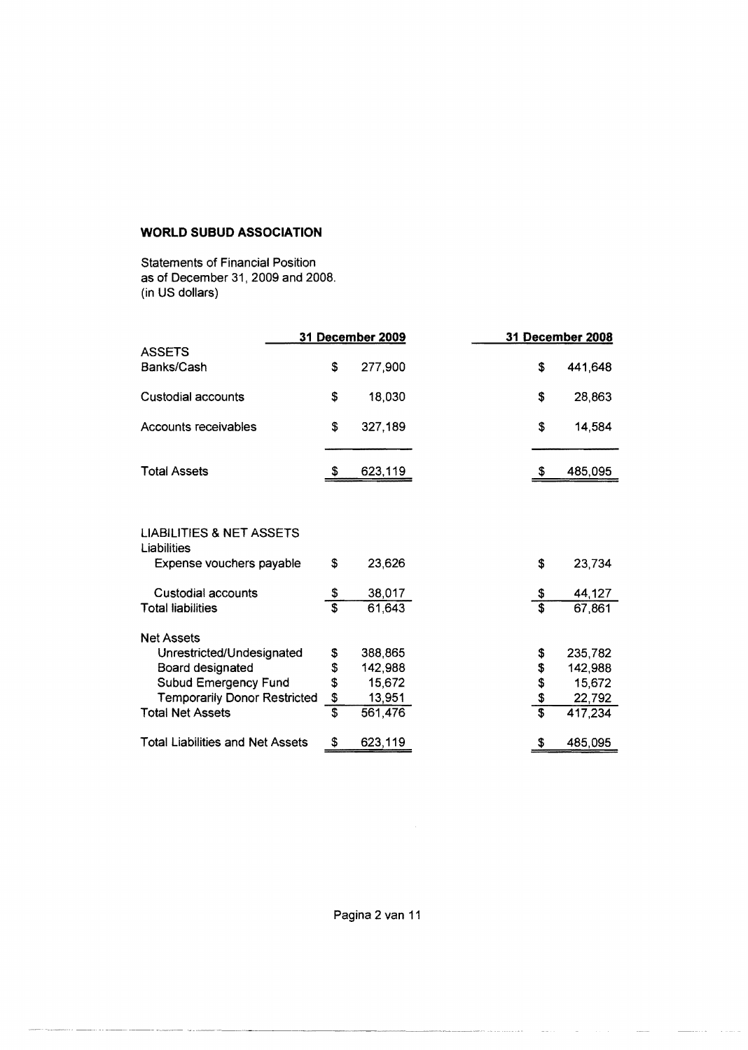**WORLD SUBUD ASSOCIATION**

Statements of Financial Position
as of December 31, 2009 and 2008.
(in US dollars)

| | 31 December 2009 | 31 December 2008 |
|---|---|---|
| **ASSETS** | | |
| Banks/Cash | $ 277,900 | $ 441,648 |
| Custodial accounts | $ 18,030 | $ 28,863 |
| Accounts receivables | $ 327,189 | $ 14,584 |
| Total Assets | $ 623,119 | $ 485,095 |
| | | |
| **LIABILITIES & NET ASSETS** | | |
| Liabilities | | |
| Expense vouchers payable | $ 23,626 | $ 23,734 |
| Custodial accounts | $ 38,017 | $ 44,127 |
| Total liabilities | $ 61,643 | $ 67,861 |
| | | |
| Net Assets | | |
| Unrestricted/Undesignated | $ 388,865 | $ 235,782 |
| Board designated | $ 142,988 | $ 142,988 |
| Subud Emergency Fund | $ 15,672 | $ 15,672 |
| Temporarily Donor Restricted | $ 13,951 | $ 22,792 |
| Total Net Assets | $ 561,476 | $ 417,234 |
| | | |
| Total Liabilities and Net Assets | $ 623,119 | $ 485,095 |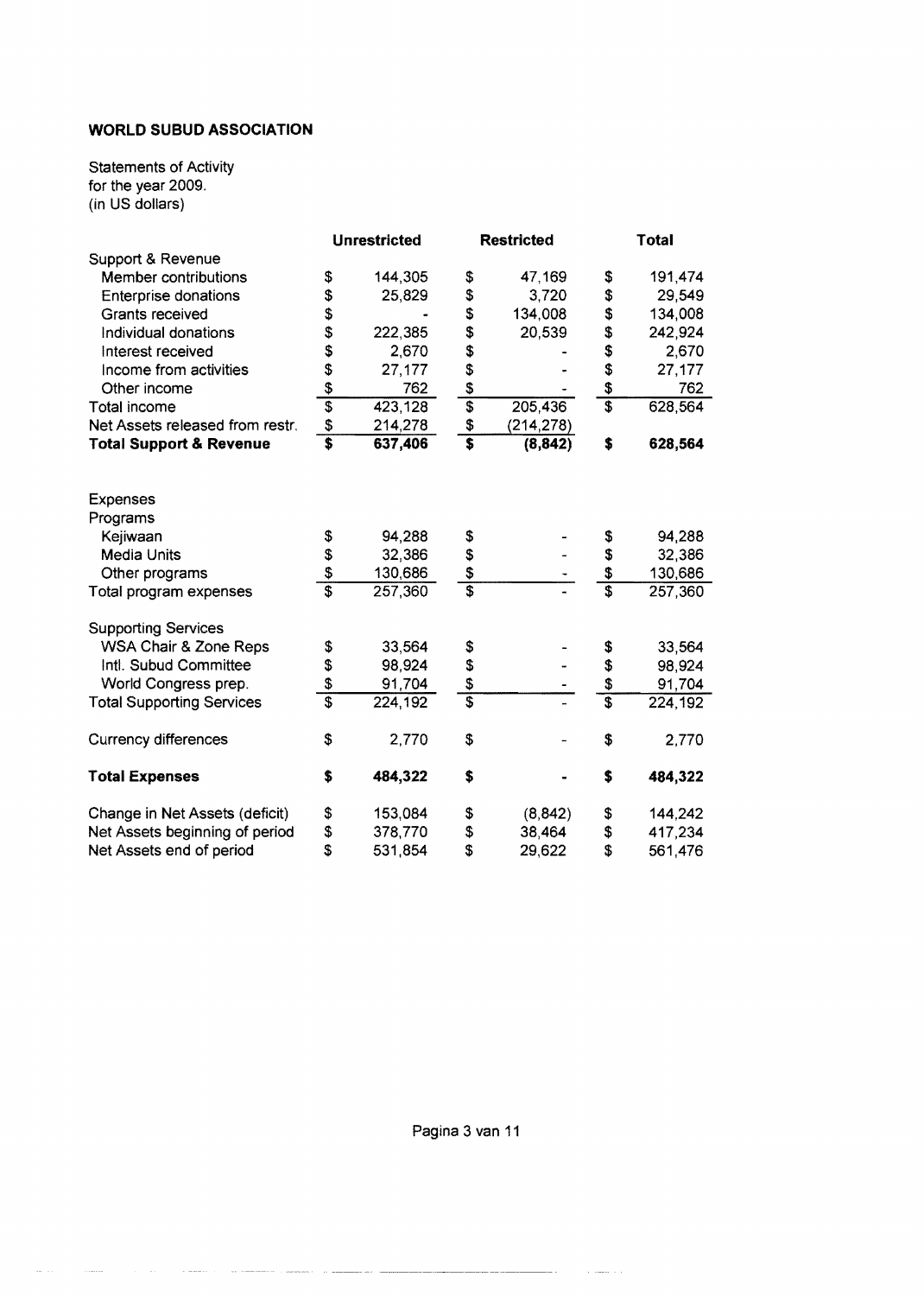**WORLD SUBUD ASSOCIATION**

Statements of Activity
for the year 2009.
(in US dollars)

| | Unrestricted | Restricted | Total |
|---|---|---|---|
| Support & Revenue | | | |
| Member contributions | $ 144,305 | $ 47,169 | $ 191,474 |
| Enterprise donations | $ 25,829 | $ 3,720 | $ 29,549 |
| Grants received | $ - | $ 134,008 | $ 134,008 |
| Individual donations | $ 222,385 | $ 20,539 | $ 242,924 |
| Interest received | $ 2,670 | $ - | $ 2,670 |
| Income from activities | $ 27,177 | $ - | $ 27,177 |
| Other income | $ 762 | $ - | $ 762 |
| Total income | $ 423,128 | $ 205,436 | $ 628,564 |
| Net Assets released from restr. | $ 214,278 | $ (214,278) | |
| **Total Support & Revenue** | **$ 637,406** | **$ (8,842)** | **$ 628,564** |
| | | | |
| Expenses | | | |
| Programs | | | |
| Kejiwaan | $ 94,288 | $ - | $ 94,288 |
| Media Units | $ 32,386 | $ - | $ 32,386 |
| Other programs | $ 130,686 | $ - | $ 130,686 |
| Total program expenses | $ 257,360 | $ - | $ 257,360 |
| | | | |
| Supporting Services | | | |
| WSA Chair & Zone Reps | $ 33,564 | $ - | $ 33,564 |
| Intl. Subud Committee | $ 98,924 | $ - | $ 98,924 |
| World Congress prep. | $ 91,704 | $ - | $ 91,704 |
| Total Supporting Services | $ 224,192 | $ - | $ 224,192 |
| | | | |
| Currency differences | $ 2,770 | $ - | $ 2,770 |
| | | | |
| **Total Expenses** | **$ 484,322** | **$ -** | **$ 484,322** |
| | | | |
| Change in Net Assets (deficit) | $ 153,084 | $ (8,842) | $ 144,242 |
| Net Assets beginning of period | $ 378,770 | $ 38,464 | $ 417,234 |
| Net Assets end of period | $ 531,854 | $ 29,622 | $ 561,476 |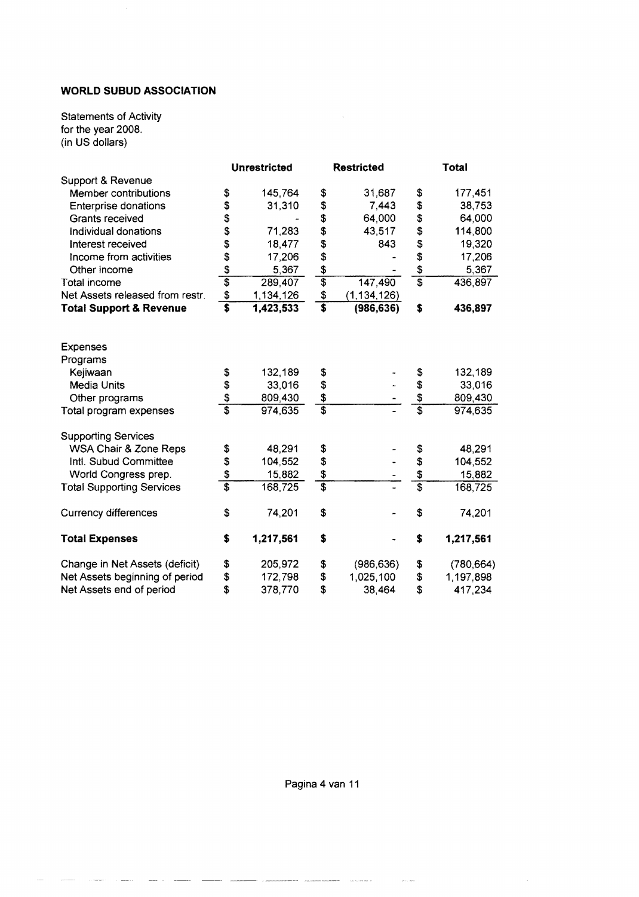**WORLD SUBUD ASSOCIATION**

Statements of Activity
for the year 2008.
(in US dollars)

| | Unrestricted | Restricted | Total |
|---|---|---|---|
| Support & Revenue | | | |
| Member contributions | $ 145,764 | $ 31,687 | $ 177,451 |
| Enterprise donations | $ 31,310 | $ 7,443 | $ 38,753 |
| Grants received | $ - | $ 64,000 | $ 64,000 |
| Individual donations | $ 71,283 | $ 43,517 | $ 114,800 |
| Interest received | $ 18,477 | $ 843 | $ 19,320 |
| Income from activities | $ 17,206 | $ - | $ 17,206 |
| Other income | $ 5,367 | $ - | $ 5,367 |
| Total income | $ 289,407 | $ 147,490 | $ 436,897 |
| Net Assets released from restr. | $ 1,134,126 | $ (1,134,126) | |
| **Total Support & Revenue** | **$ 1,423,533** | **$ (986,636)** | **$ 436,897** |
| | | | |
| Expenses | | | |
| Programs | | | |
| Kejiwaan | $ 132,189 | $ - | $ 132,189 |
| Media Units | $ 33,016 | $ - | $ 33,016 |
| Other programs | $ 809,430 | $ - | $ 809,430 |
| Total program expenses | $ 974,635 | $ - | $ 974,635 |
| | | | |
| Supporting Services | | | |
| WSA Chair & Zone Reps | $ 48,291 | $ - | $ 48,291 |
| Intl. Subud Committee | $ 104,552 | $ - | $ 104,552 |
| World Congress prep. | $ 15,882 | $ - | $ 15,882 |
| Total Supporting Services | $ 168,725 | $ - | $ 168,725 |
| | | | |
| Currency differences | $ 74,201 | $ - | $ 74,201 |
| | | | |
| **Total Expenses** | **$ 1,217,561** | **$ -** | **$ 1,217,561** |
| | | | |
| Change in Net Assets (deficit) | $ 205,972 | $ (986,636) | $ (780,664) |
| Net Assets beginning of period | $ 172,798 | $ 1,025,100 | $ 1,197,898 |
| Net Assets end of period | $ 378,770 | $ 38,464 | $ 417,234 |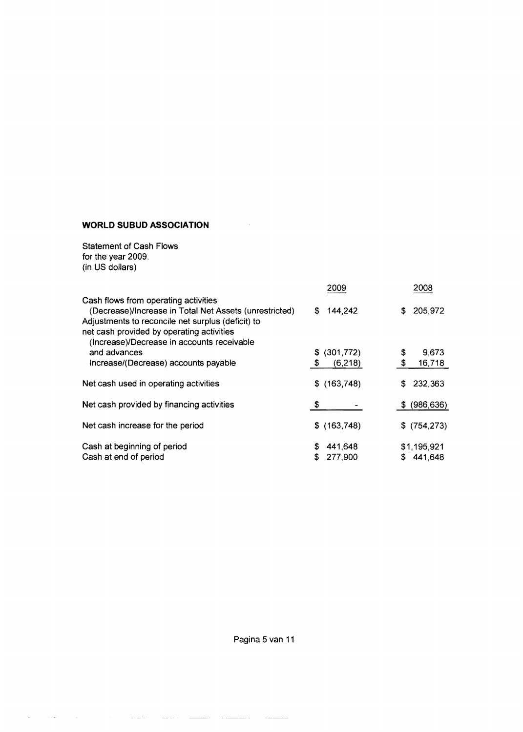**WORLD SUBUD ASSOCIATION**

Statement of Cash Flows
for the year 2009.
(in US dollars)

| | 2009 | 2008 |
|---|---|---|
| Cash flows from operating activities | | |
| (Decrease)/Increase in Total Net Assets (unrestricted) | $ 144,242 | $ 205,972 |
| Adjustments to reconcile net surplus (deficit) to net cash provided by operating activities | | |
| (Increase)/Decrease in accounts receivable and advances | $ (301,772) | $ 9,673 |
| Increase/(Decrease) accounts payable | $ (6,218) | $ 16,718 |
| Net cash used in operating activities | $ (163,748) | $ 232,363 |
| Net cash provided by financing activities | $ - | $ (986,636) |
| Net cash increase for the period | $ (163,748) | $ (754,273) |
| Cash at beginning of period | $ 441,648 | $1,195,921 |
| Cash at end of period | $ 277,900 | $ 441,648 |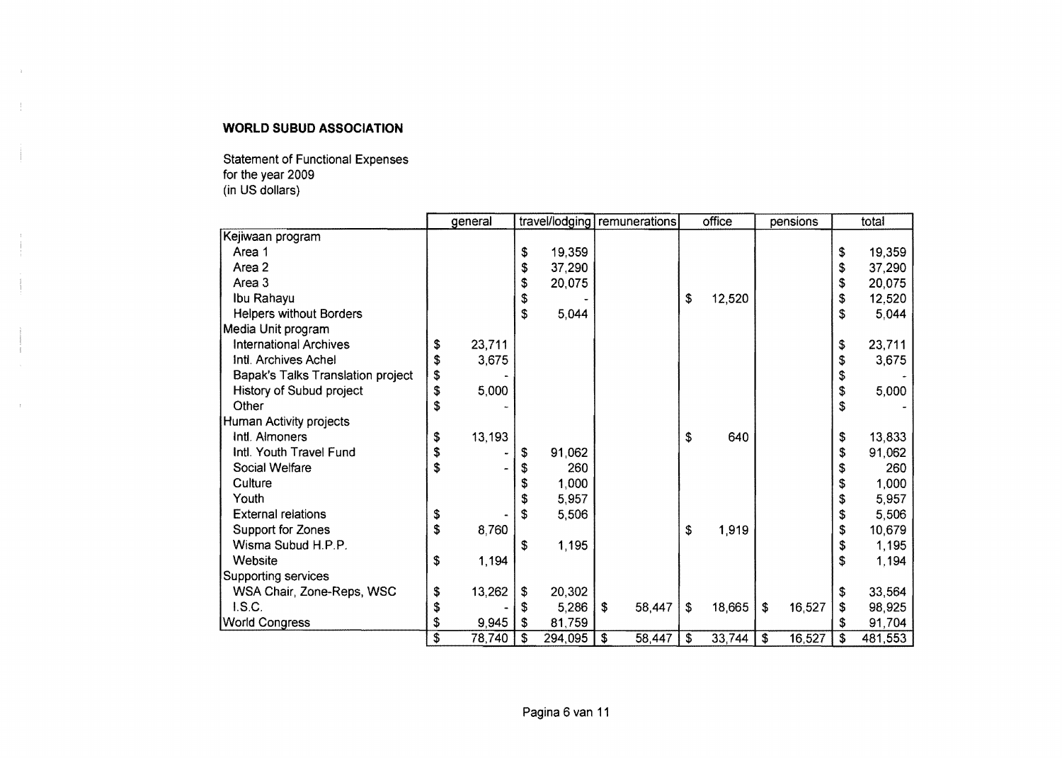**WORLD SUBUD ASSOCIATION**

Statement of Functional Expenses
for the year 2009
(in US dollars)

| | general | travel/lodging | remunerations | office | pensions | total |
|---|---|---|---|---|---|---|
| Kejiwaan program | | | | | | |
| Area 1 | | $ 19,359 | | | | $ 19,359 |
| Area 2 | | $ 37,290 | | | | $ 37,290 |
| Area 3 | | $ 20,075 | | | | $ 20,075 |
| Ibu Rahayu | | $ - | | $ 12,520 | | $ 12,520 |
| Helpers without Borders | | $ 5,044 | | | | $ 5,044 |
| Media Unit program | | | | | | |
| International Archives | $ 23,711 | | | | | $ 23,711 |
| Intl. Archives Achel | $ 3,675 | | | | | $ 3,675 |
| Bapak's Talks Translation project | $ - | | | | | $ - |
| History of Subud project | $ 5,000 | | | | | $ 5,000 |
| Other | $ - | | | | | $ - |
| Human Activity projects | | | | | | |
| Intl. Almoners | $ 13,193 | | | $ 640 | | $ 13,833 |
| Intl. Youth Travel Fund | $ - | $ 91,062 | | | | $ 91,062 |
| Social Welfare | $ - | $ 260 | | | | $ 260 |
| Culture | | $ 1,000 | | | | $ 1,000 |
| Youth | | $ 5,957 | | | | $ 5,957 |
| External relations | $ - | $ 5,506 | | | | $ 5,506 |
| Support for Zones | $ 8,760 | | | $ 1,919 | | $ 10,679 |
| Wisma Subud H.P.P. | | $ 1,195 | | | | $ 1,195 |
| Website | $ 1,194 | | | | | $ 1,194 |
| Supporting services | | | | | | |
| WSA Chair, Zone-Reps, WSC | $ 13,262 | $ 20,302 | | | | $ 33,564 |
| I.S.C. | $ - | $ 5,286 | $ 58,447 | $ 18,665 | $ 16,527 | $ 98,925 |
| World Congress | $ 9,945 | $ 81,759 | | | | $ 91,704 |
| | $ 78,740 | $ 294,095 | $ 58,447 | $ 33,744 | $ 16,527 | $ 481,553 |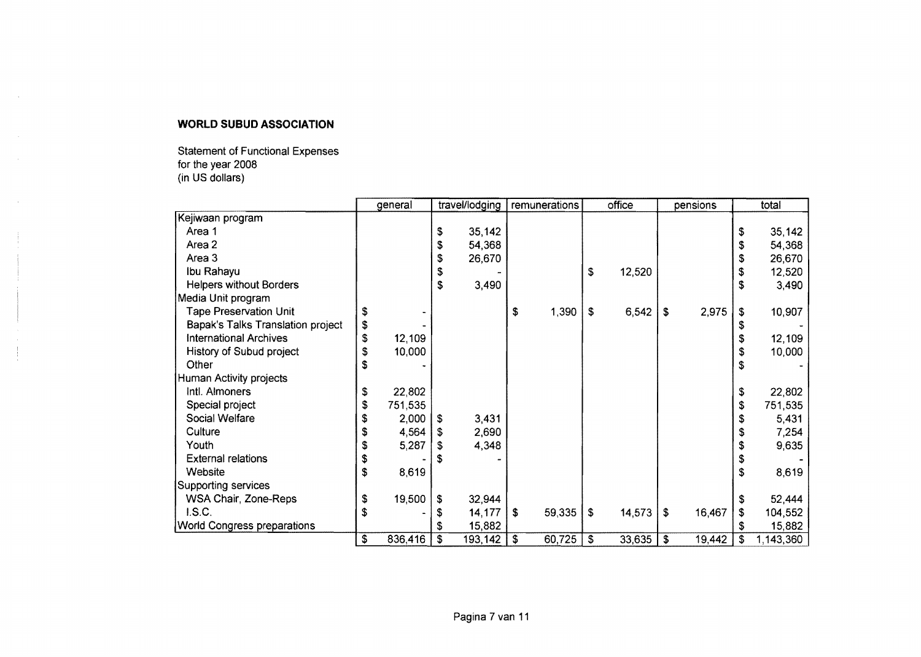**WORLD SUBUD ASSOCIATION**

Statement of Functional Expenses
for the year 2008
(in US dollars)

| | general | travel/lodging | remunerations | office | pensions | total |
|---|---|---|---|---|---|---|
| Kejiwaan program | | | | | | |
| Area 1 | | $ 35,142 | | | | $ 35,142 |
| Area 2 | | $ 54,368 | | | | $ 54,368 |
| Area 3 | | $ 26,670 | | | | $ 26,670 |
| Ibu Rahayu | | $ - | | $ 12,520 | | $ 12,520 |
| Helpers without Borders | | $ 3,490 | | | | $ 3,490 |
| Media Unit program | | | | | | |
| Tape Preservation Unit | $ - | | $ 1,390 | $ 6,542 | $ 2,975 | $ 10,907 |
| Bapak's Talks Translation project | $ - | | | | | $ - |
| International Archives | $ 12,109 | | | | | $ 12,109 |
| History of Subud project | $ 10,000 | | | | | $ 10,000 |
| Other | $ - | | | | | $ - |
| Human Activity projects | | | | | | |
| Intl. Almoners | $ 22,802 | | | | | $ 22,802 |
| Special project | $ 751,535 | | | | | $ 751,535 |
| Social Welfare | $ 2,000 | $ 3,431 | | | | $ 5,431 |
| Culture | $ 4,564 | $ 2,690 | | | | $ 7,254 |
| Youth | $ 5,287 | $ 4,348 | | | | $ 9,635 |
| External relations | $ - | $ - | | | | $ - |
| Website | $ 8,619 | | | | | $ 8,619 |
| Supporting services | | | | | | |
| WSA Chair, Zone-Reps | $ 19,500 | $ 32,944 | | | | $ 52,444 |
| I.S.C. | $ - | $ 14,177 | $ 59,335 | $ 14,573 | $ 16,467 | $ 104,552 |
| World Congress preparations | | $ 15,882 | | | | $ 15,882 |
| | $ 836,416 | $ 193,142 | $ 60,725 | $ 33,635 | $ 19,442 | $ 1,143,360 |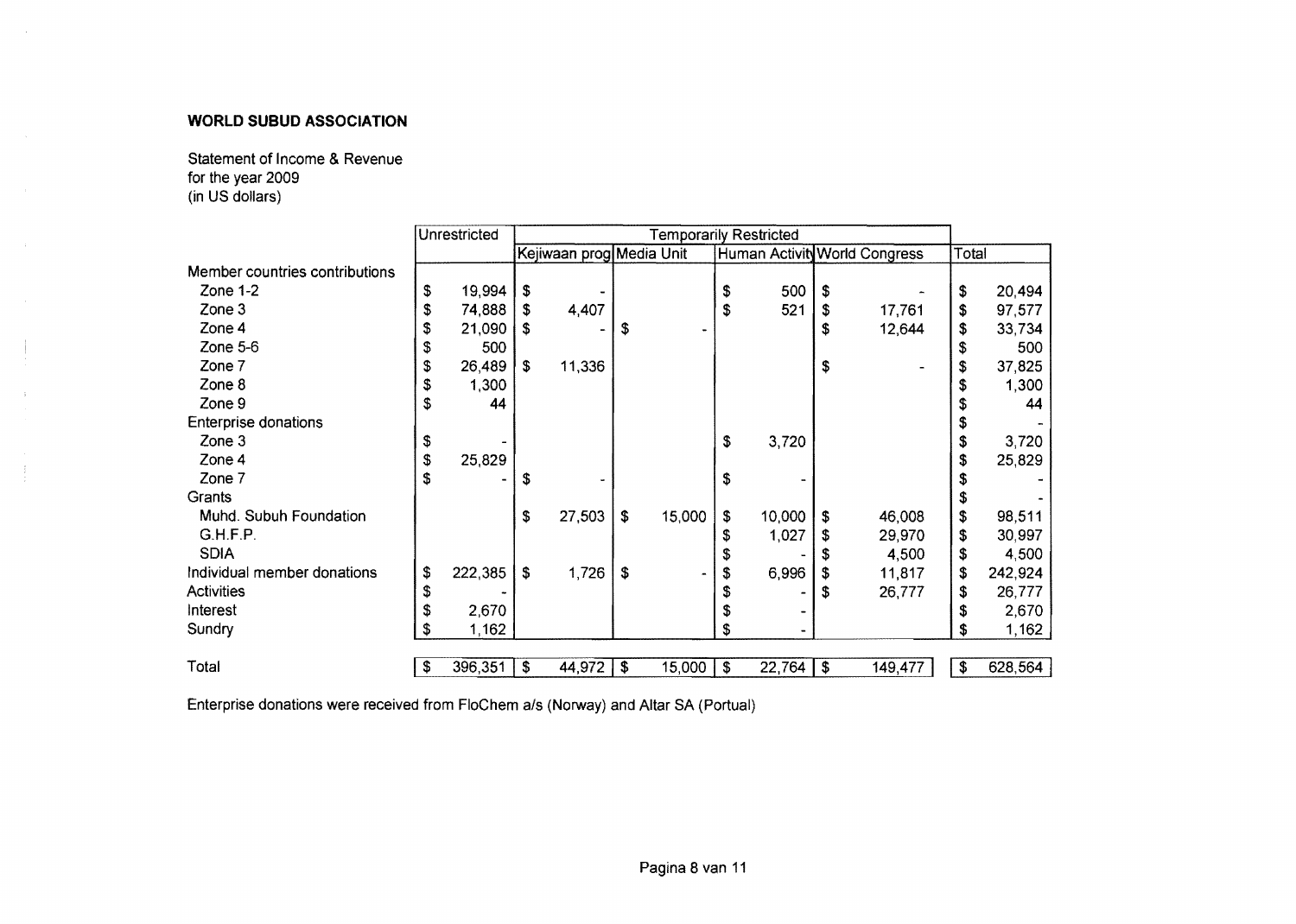**WORLD SUBUD ASSOCIATION**

Statement of Income & Revenue
for the year 2009
(in US dollars)

| | Unrestricted | Temporarily Restricted | | | | Total |
|---|---|---|---|---|---|---|
| | | Kejiwaan prog | Media Unit | Human Activity | World Congress | |
| Member countries contributions | | | | | | |
| Zone 1-2 | $ 19,994 | $ - | | $ 500 | $ - | $ 20,494 |
| Zone 3 | $ 74,888 | $ 4,407 | | $ 521 | $ 17,761 | $ 97,577 |
| Zone 4 | $ 21,090 | $ - | $ - | | $ 12,644 | $ 33,734 |
| Zone 5-6 | $ 500 | | | | | $ 500 |
| Zone 7 | $ 26,489 | $ 11,336 | | | $ - | $ 37,825 |
| Zone 8 | $ 1,300 | | | | | $ 1,300 |
| Zone 9 | $ 44 | | | | | $ 44 |
| Enterprise donations | | | | | | $ - |
| Zone 3 | $ - | | | $ 3,720 | | $ 3,720 |
| Zone 4 | $ 25,829 | | | | | $ 25,829 |
| Zone 7 | $ - | $ - | | $ - | | $ - |
| Grants | | | | | | $ - |
| Muhd. Subuh Foundation | | $ 27,503 | $ 15,000 | $ 10,000 | $ 46,008 | $ 98,511 |
| G.H.F.P. | | | | $ 1,027 | $ 29,970 | $ 30,997 |
| SDIA | | | | $ - | $ 4,500 | $ 4,500 |
| Individual member donations | $ 222,385 | $ 1,726 | $ - | $ 6,996 | $ 11,817 | $ 242,924 |
| Activities | $ - | | | $ - | $ 26,777 | $ 26,777 |
| Interest | $ 2,670 | | | $ - | | $ 2,670 |
| Sundry | $ 1,162 | | | $ - | | $ 1,162 |
| Total | $ 396,351 | $ 44,972 | $ 15,000 | $ 22,764 | $ 149,477 | $ 628,564 |

Enterprise donations were received from FloChem a/s (Norway) and Altar SA (Portual)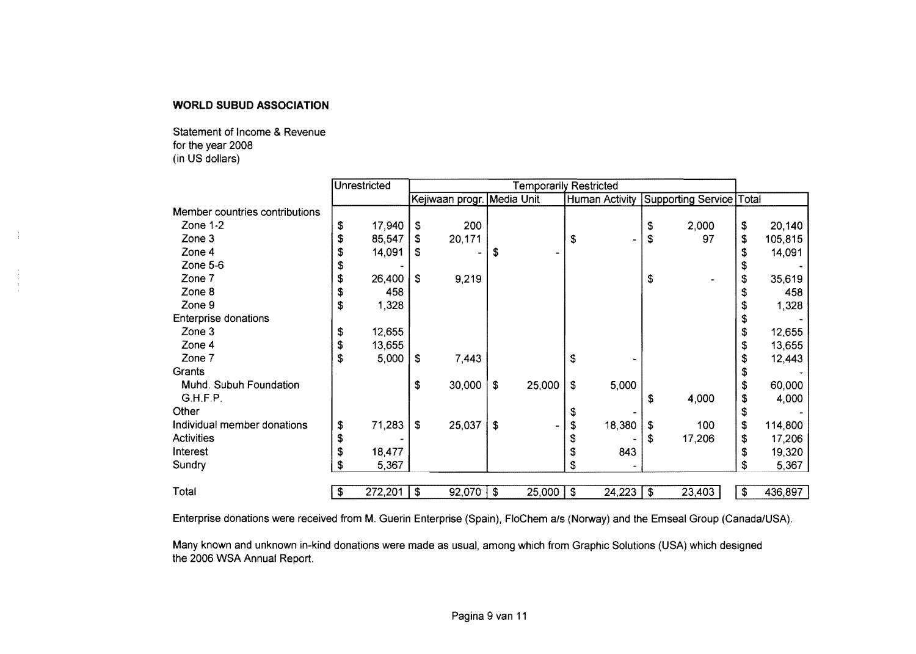**WORLD SUBUD ASSOCIATION**

Statement of Income & Revenue
for the year 2008
(in US dollars)

| | Unrestricted | Temporarily Restricted | | | | |
|---|---|---|---|---|---|---|
| | | Kejiwaan progr. | Media Unit | Human Activity | Supporting Service | Total |
| Member countries contributions | | | | | | |
| Zone 1-2 | $ 17,940 | $ 200 | | | $ 2,000 | $ 20,140 |
| Zone 3 | $ 85,547 | $ 20,171 | | $ - | $ 97 | $ 105,815 |
| Zone 4 | $ 14,091 | $ - | $ - | | | $ 14,091 |
| Zone 5-6 | $ - | | | | | $ - |
| Zone 7 | $ 26,400 | $ 9,219 | | | $ - | $ 35,619 |
| Zone 8 | $ 458 | | | | | $ 458 |
| Zone 9 | $ 1,328 | | | | | $ 1,328 |
| Enterprise donations | | | | | | $ - |
| Zone 3 | $ 12,655 | | | | | $ 12,655 |
| Zone 4 | $ 13,655 | | | | | $ 13,655 |
| Zone 7 | $ 5,000 | $ 7,443 | | $ - | | $ 12,443 |
| Grants | | | | | | $ - |
| Muhd. Subuh Foundation | | $ 30,000 | $ 25,000 | $ 5,000 | | $ 60,000 |
| G.H.F.P. | | | | | $ 4,000 | $ 4,000 |
| Other | | | | $ - | | $ - |
| Individual member donations | $ 71,283 | $ 25,037 | $ - | $ 18,380 | $ 100 | $ 114,800 |
| Activities | $ - | | | $ - | $ 17,206 | $ 17,206 |
| Interest | $ 18,477 | | | $ 843 | | $ 19,320 |
| Sundry | $ 5,367 | | | $ - | | $ 5,367 |
| Total | $ 272,201 | $ 92,070 | $ 25,000 | $ 24,223 | $ 23,403 | $ 436,897 |

Enterprise donations were received from M. Guerin Enterprise (Spain), FloChem a/s (Norway) and the Emseal Group (Canada/USA).

Many known and unknown in-kind donations were made as usual, among which from Graphic Solutions (USA) which designed the 2006 WSA Annual Report.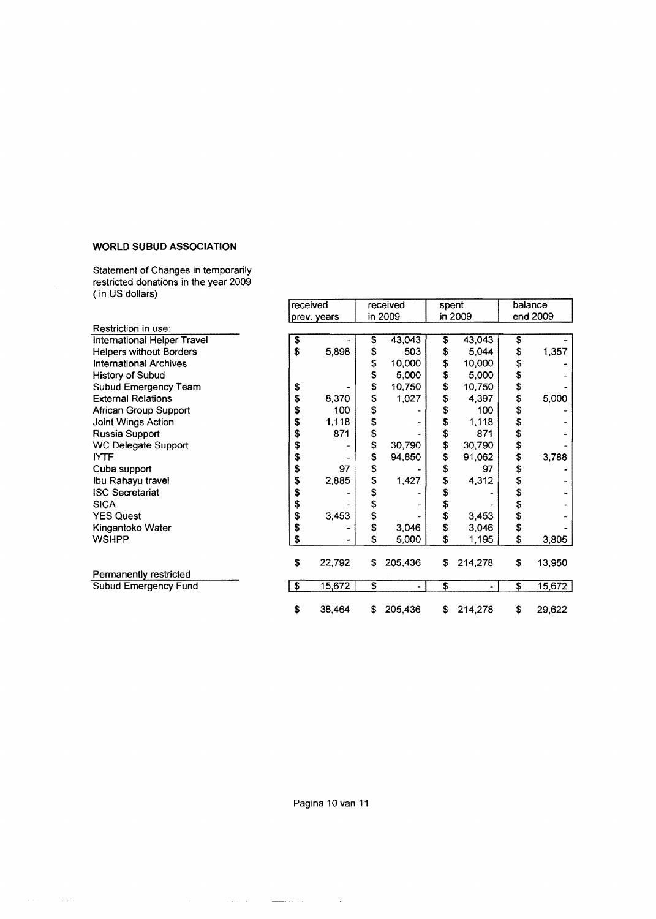**WORLD SUBUD ASSOCIATION**

Statement of Changes in temporarily restricted donations in the year 2009
( in US dollars)

| Restriction in use: | received prev. years | received in 2009 | spent in 2009 | balance end 2009 |
|---|---|---|---|---|
| International Helper Travel | $ - | $ 43,043 | $ 43,043 | $ - |
| Helpers without Borders | $ 5,898 | $ 503 | $ 5,044 | $ 1,357 |
| International Archives | | $ 10,000 | $ 10,000 | $ - |
| History of Subud | | $ 5,000 | $ 5,000 | $ - |
| Subud Emergency Team | $ - | $ 10,750 | $ 10,750 | $ - |
| External Relations | $ 8,370 | $ 1,027 | $ 4,397 | $ 5,000 |
| African Group Support | $ 100 | $ - | $ 100 | $ - |
| Joint Wings Action | $ 1,118 | $ - | $ 1,118 | $ - |
| Russia Support | $ 871 | $ - | $ 871 | $ - |
| WC Delegate Support | $ - | $ 30,790 | $ 30,790 | $ - |
| IYTF | $ - | $ 94,850 | $ 91,062 | $ 3,788 |
| Cuba support | $ 97 | $ - | $ 97 | $ - |
| Ibu Rahayu travel | $ 2,885 | $ 1,427 | $ 4,312 | $ - |
| ISC Secretariat | $ - | $ - | $ - | $ - |
| SICA | $ - | $ - | $ - | $ - |
| YES Quest | $ 3,453 | $ - | $ 3,453 | $ - |
| Kingantoko Water | $ - | $ 3,046 | $ 3,046 | $ - |
| WSHPP | $ - | $ 5,000 | $ 1,195 | $ 3,805 |
| | $ 22,792 | $ 205,436 | $ 214,278 | $ 13,950 |
| **Permanently restricted** | | | | |
| Subud Emergency Fund | $ 15,672 | $ - | $ - | $ 15,672 |
| | $ 38,464 | $ 205,436 | $ 214,278 | $ 29,622 |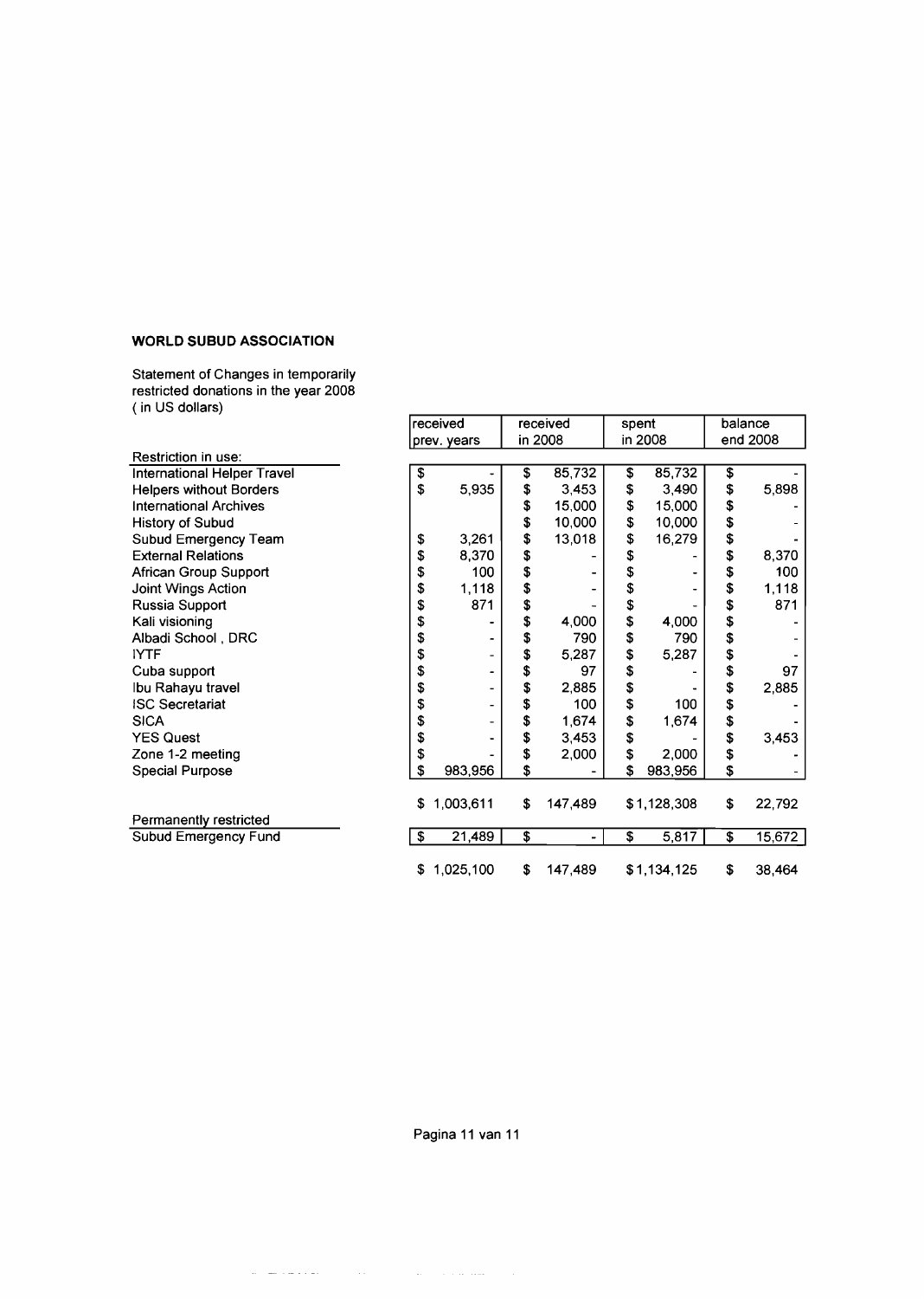**WORLD SUBUD ASSOCIATION**

Statement of Changes in temporarily restricted donations in the year 2008
( in US dollars)

| | received prev. years | received in 2008 | spent in 2008 | balance end 2008 |
|---|---|---|---|---|
| Restriction in use: | | | | |
| International Helper Travel | $ - | $ 85,732 | $ 85,732 | $ - |
| Helpers without Borders | $ 5,935 | $ 3,453 | $ 3,490 | $ 5,898 |
| International Archives | | $ 15,000 | $ 15,000 | $ - |
| History of Subud | | $ 10,000 | $ 10,000 | $ - |
| Subud Emergency Team | $ 3,261 | $ 13,018 | $ 16,279 | $ - |
| External Relations | $ 8,370 | $ - | $ - | $ 8,370 |
| African Group Support | $ 100 | $ - | $ - | $ 100 |
| Joint Wings Action | $ 1,118 | $ - | $ - | $ 1,118 |
| Russia Support | $ 871 | $ - | $ - | $ 871 |
| Kali visioning | $ - | $ 4,000 | $ 4,000 | $ - |
| Albadi School , DRC | $ - | $ 790 | $ 790 | $ - |
| IYTF | $ - | $ 5,287 | $ 5,287 | $ - |
| Cuba support | $ - | $ 97 | $ - | $ 97 |
| Ibu Rahayu travel | $ - | $ 2,885 | $ - | $ 2,885 |
| ISC Secretariat | $ - | $ 100 | $ 100 | $ - |
| SICA | $ - | $ 1,674 | $ 1,674 | $ - |
| YES Quest | $ - | $ 3,453 | $ - | $ 3,453 |
| Zone 1-2 meeting | $ - | $ 2,000 | $ 2,000 | $ - |
| Special Purpose | $ 983,956 | $ - | $ 983,956 | $ - |
| | $ 1,003,611 | $ 147,489 | $1,128,308 | $ 22,792 |
| Permanently restricted | | | | |
| Subud Emergency Fund | $ 21,489 | $ - | $ 5,817 | $ 15,672 |
| | $ 1,025,100 | $ 147,489 | $1,134,125 | $ 38,464 |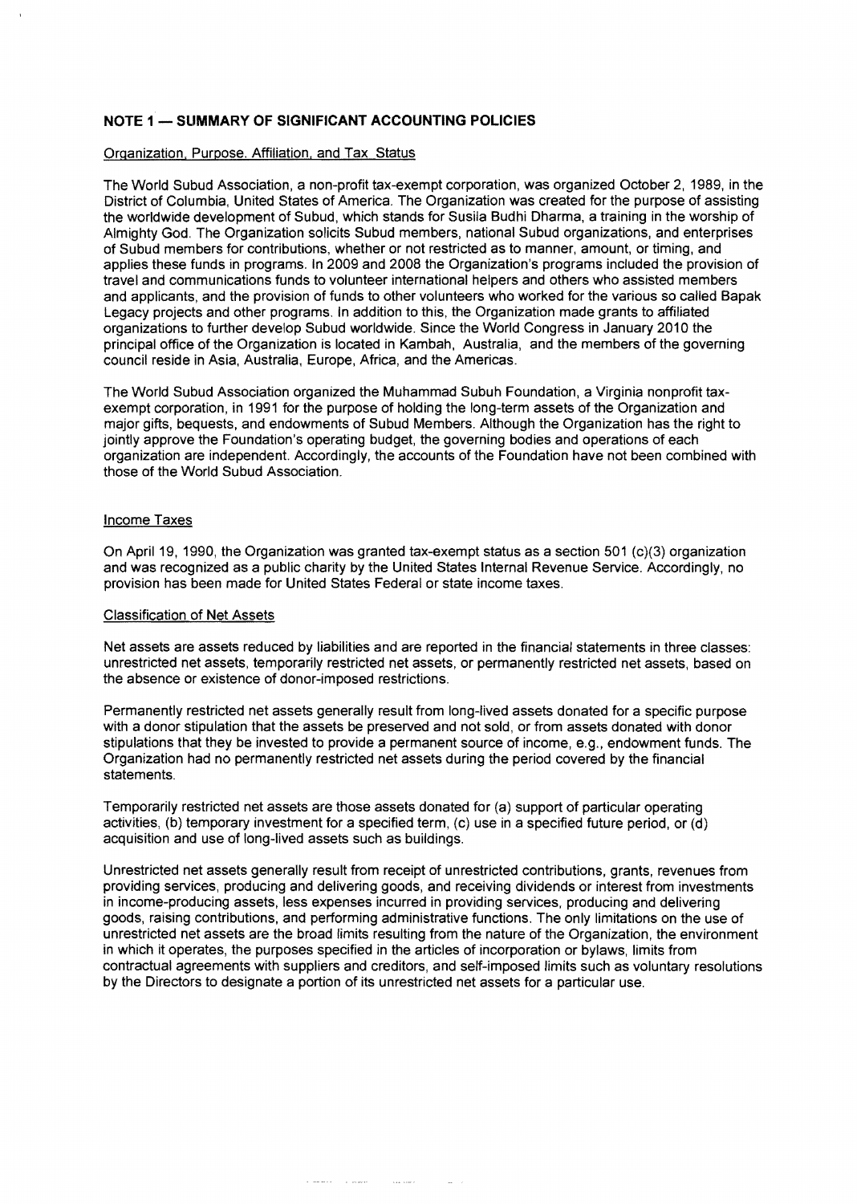## NOTE 1 — SUMMARY OF SIGNIFICANT ACCOUNTING POLICIES

### Organization, Purpose, Affiliation, and Tax Status

The World Subud Association, a non-profit tax-exempt corporation, was organized October 2, 1989, in the District of Columbia, United States of America. The Organization was created for the purpose of assisting the worldwide development of Subud, which stands for Susila Budhi Dharma, a training in the worship of Almighty God. The Organization solicits Subud members, national Subud organizations, and enterprises of Subud members for contributions, whether or not restricted as to manner, amount, or timing, and applies these funds in programs. In 2009 and 2008 the Organization's programs included the provision of travel and communications funds to volunteer international helpers and others who assisted members and applicants, and the provision of funds to other volunteers who worked for the various so called Bapak Legacy projects and other programs. In addition to this, the Organization made grants to affiliated organizations to further develop Subud worldwide. Since the World Congress in January 2010 the principal office of the Organization is located in Kambah, Australia, and the members of the governing council reside in Asia, Australia, Europe, Africa, and the Americas.

The World Subud Association organized the Muhammad Subuh Foundation, a Virginia nonprofit tax-exempt corporation, in 1991 for the purpose of holding the long-term assets of the Organization and major gifts, bequests, and endowments of Subud Members. Although the Organization has the right to jointly approve the Foundation's operating budget, the governing bodies and operations of each organization are independent. Accordingly, the accounts of the Foundation have not been combined with those of the World Subud Association.

### Income Taxes

On April 19, 1990, the Organization was granted tax-exempt status as a section 501 (c)(3) organization and was recognized as a public charity by the United States Internal Revenue Service. Accordingly, no provision has been made for United States Federal or state income taxes.

### Classification of Net Assets

Net assets are assets reduced by liabilities and are reported in the financial statements in three classes: unrestricted net assets, temporarily restricted net assets, or permanently restricted net assets, based on the absence or existence of donor-imposed restrictions.

Permanently restricted net assets generally result from long-lived assets donated for a specific purpose with a donor stipulation that the assets be preserved and not sold, or from assets donated with donor stipulations that they be invested to provide a permanent source of income, e.g., endowment funds. The Organization had no permanently restricted net assets during the period covered by the financial statements.

Temporarily restricted net assets are those assets donated for (a) support of particular operating activities, (b) temporary investment for a specified term, (c) use in a specified future period, or (d) acquisition and use of long-lived assets such as buildings.

Unrestricted net assets generally result from receipt of unrestricted contributions, grants, revenues from providing services, producing and delivering goods, and receiving dividends or interest from investments in income-producing assets, less expenses incurred in providing services, producing and delivering goods, raising contributions, and performing administrative functions. The only limitations on the use of unrestricted net assets are the broad limits resulting from the nature of the Organization, the environment in which it operates, the purposes specified in the articles of incorporation or bylaws, limits from contractual agreements with suppliers and creditors, and self-imposed limits such as voluntary resolutions by the Directors to designate a portion of its unrestricted net assets for a particular use.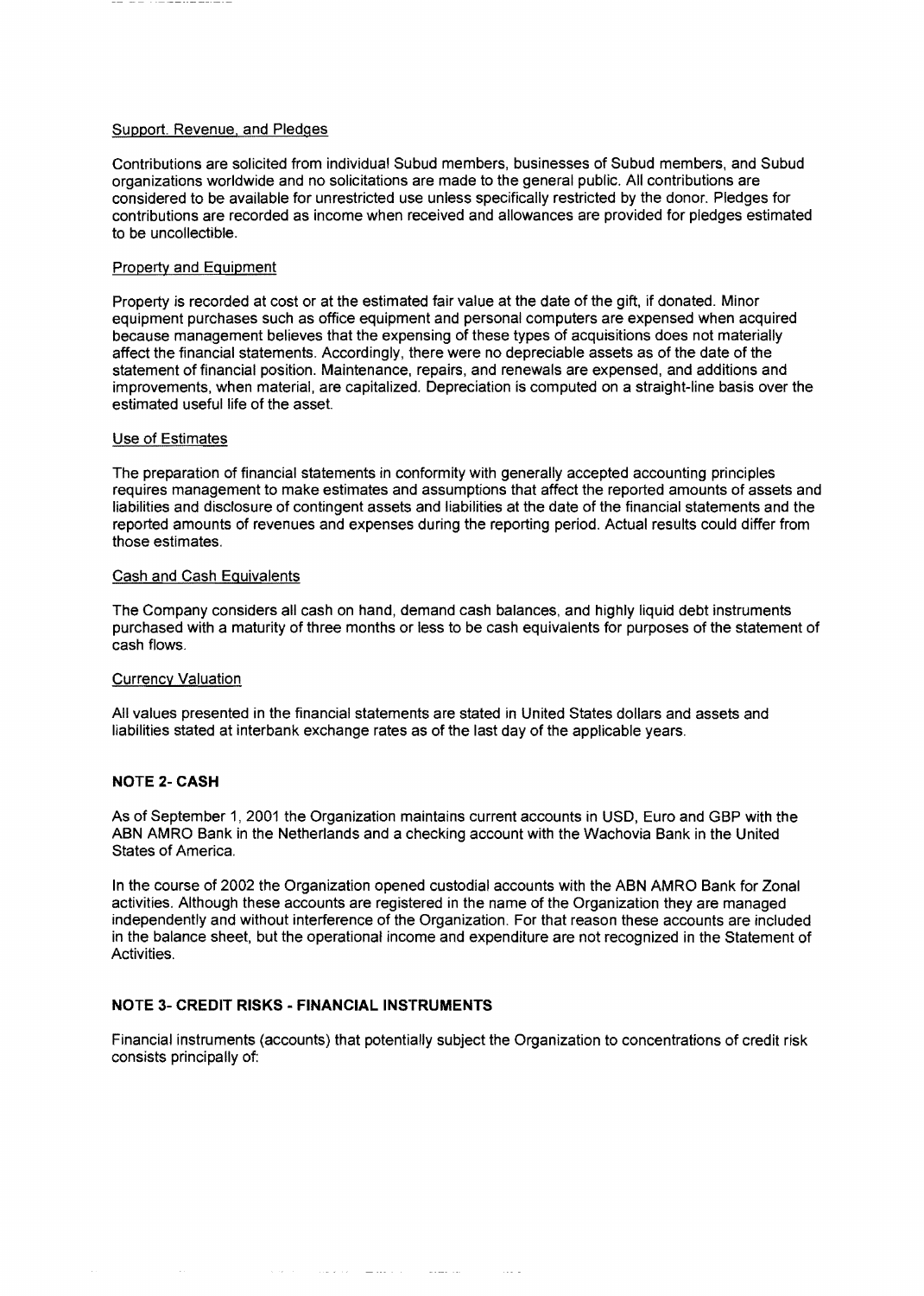Support. Revenue. and Pledges

Contributions are solicited from individual Subud members, businesses of Subud members, and Subud organizations worldwide and no solicitations are made to the general public. All contributions are considered to be available for unrestricted use unless specifically restricted by the donor. Pledges for contributions are recorded as income when received and allowances are provided for pledges estimated to be uncollectible.

Property and Equipment

Property is recorded at cost or at the estimated fair value at the date of the gift, if donated. Minor equipment purchases such as office equipment and personal computers are expensed when acquired because management believes that the expensing of these types of acquisitions does not materially affect the financial statements. Accordingly, there were no depreciable assets as of the date of the statement of financial position. Maintenance, repairs, and renewals are expensed, and additions and improvements, when material, are capitalized. Depreciation is computed on a straight-line basis over the estimated useful life of the asset.

Use of Estimates

The preparation of financial statements in conformity with generally accepted accounting principles requires management to make estimates and assumptions that affect the reported amounts of assets and liabilities and disclosure of contingent assets and liabilities at the date of the financial statements and the reported amounts of revenues and expenses during the reporting period. Actual results could differ from those estimates.

Cash and Cash Equivalents

The Company considers all cash on hand, demand cash balances, and highly liquid debt instruments purchased with a maturity of three months or less to be cash equivalents for purposes of the statement of cash flows.

Currency Valuation

All values presented in the financial statements are stated in United States dollars and assets and liabilities stated at interbank exchange rates as of the last day of the applicable years.

**NOTE 2- CASH**

As of September 1, 2001 the Organization maintains current accounts in USD, Euro and GBP with the ABN AMRO Bank in the Netherlands and a checking account with the Wachovia Bank in the United States of America.

In the course of 2002 the Organization opened custodial accounts with the ABN AMRO Bank for Zonal activities. Although these accounts are registered in the name of the Organization they are managed independently and without interference of the Organization. For that reason these accounts are included in the balance sheet, but the operational income and expenditure are not recognized in the Statement of Activities.

**NOTE 3- CREDIT RISKS - FINANCIAL INSTRUMENTS**

Financial instruments (accounts) that potentially subject the Organization to concentrations of credit risk consists principally of: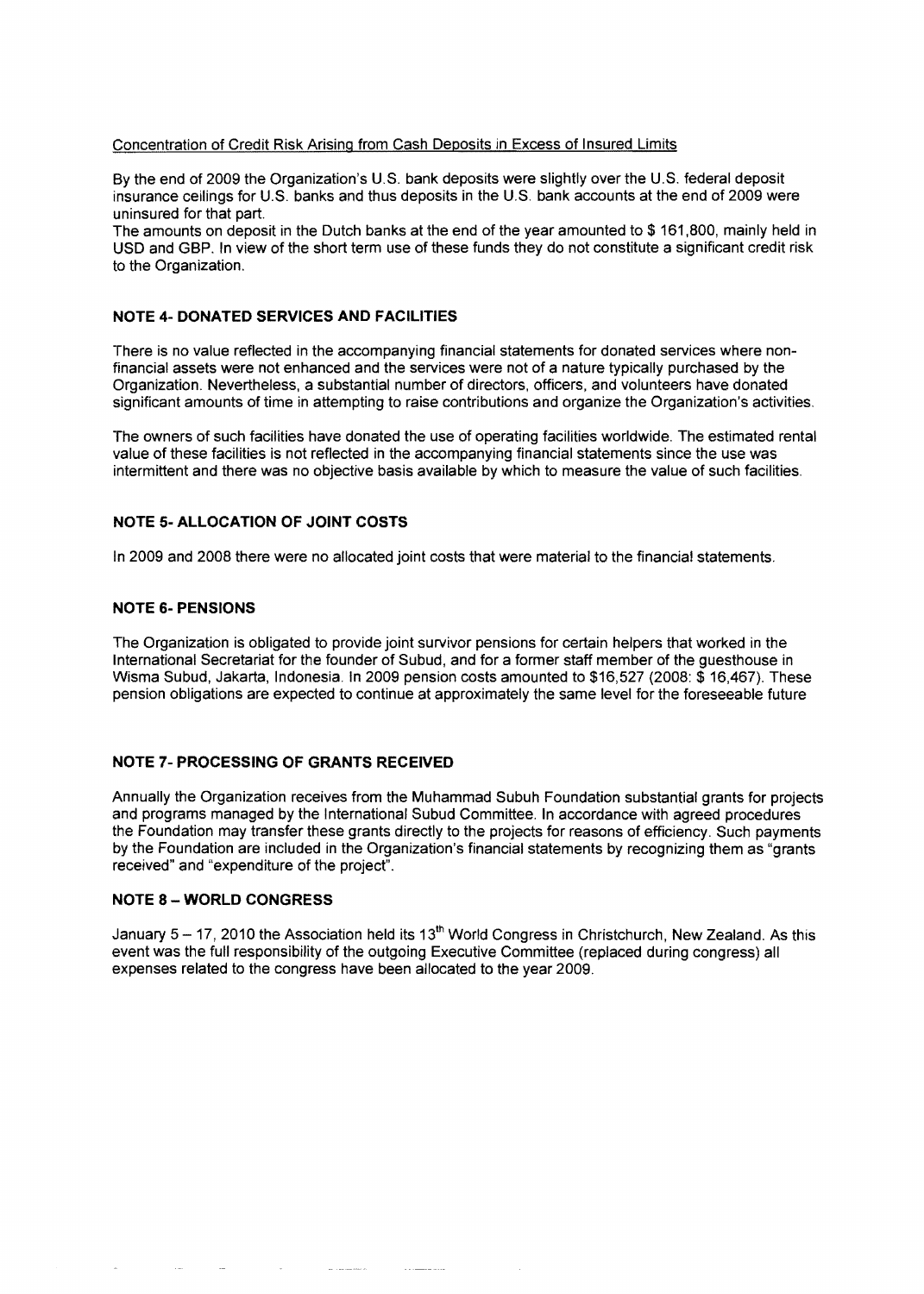Concentration of Credit Risk Arising from Cash Deposits in Excess of Insured Limits

By the end of 2009 the Organization's U.S. bank deposits were slightly over the U.S. federal deposit insurance ceilings for U.S. banks and thus deposits in the U.S. bank accounts at the end of 2009 were uninsured for that part.
The amounts on deposit in the Dutch banks at the end of the year amounted to $ 161,800, mainly held in USD and GBP. In view of the short term use of these funds they do not constitute a significant credit risk to the Organization.

**NOTE 4- DONATED SERVICES AND FACILITIES**

There is no value reflected in the accompanying financial statements for donated services where non-financial assets were not enhanced and the services were not of a nature typically purchased by the Organization. Nevertheless, a substantial number of directors, officers, and volunteers have donated significant amounts of time in attempting to raise contributions and organize the Organization's activities.

The owners of such facilities have donated the use of operating facilities worldwide. The estimated rental value of these facilities is not reflected in the accompanying financial statements since the use was intermittent and there was no objective basis available by which to measure the value of such facilities.

**NOTE 5- ALLOCATION OF JOINT COSTS**

In 2009 and 2008 there were no allocated joint costs that were material to the financial statements.

**NOTE 6- PENSIONS**

The Organization is obligated to provide joint survivor pensions for certain helpers that worked in the International Secretariat for the founder of Subud, and for a former staff member of the guesthouse in Wisma Subud, Jakarta, Indonesia. In 2009 pension costs amounted to $16,527 (2008: $ 16,467). These pension obligations are expected to continue at approximately the same level for the foreseeable future

**NOTE 7- PROCESSING OF GRANTS RECEIVED**

Annually the Organization receives from the Muhammad Subuh Foundation substantial grants for projects and programs managed by the International Subud Committee. In accordance with agreed procedures the Foundation may transfer these grants directly to the projects for reasons of efficiency. Such payments by the Foundation are included in the Organization's financial statements by recognizing them as "grants received" and "expenditure of the project".

**NOTE 8 – WORLD CONGRESS**

January 5 – 17, 2010 the Association held its 13th World Congress in Christchurch, New Zealand. As this event was the full responsibility of the outgoing Executive Committee (replaced during congress) all expenses related to the congress have been allocated to the year 2009.